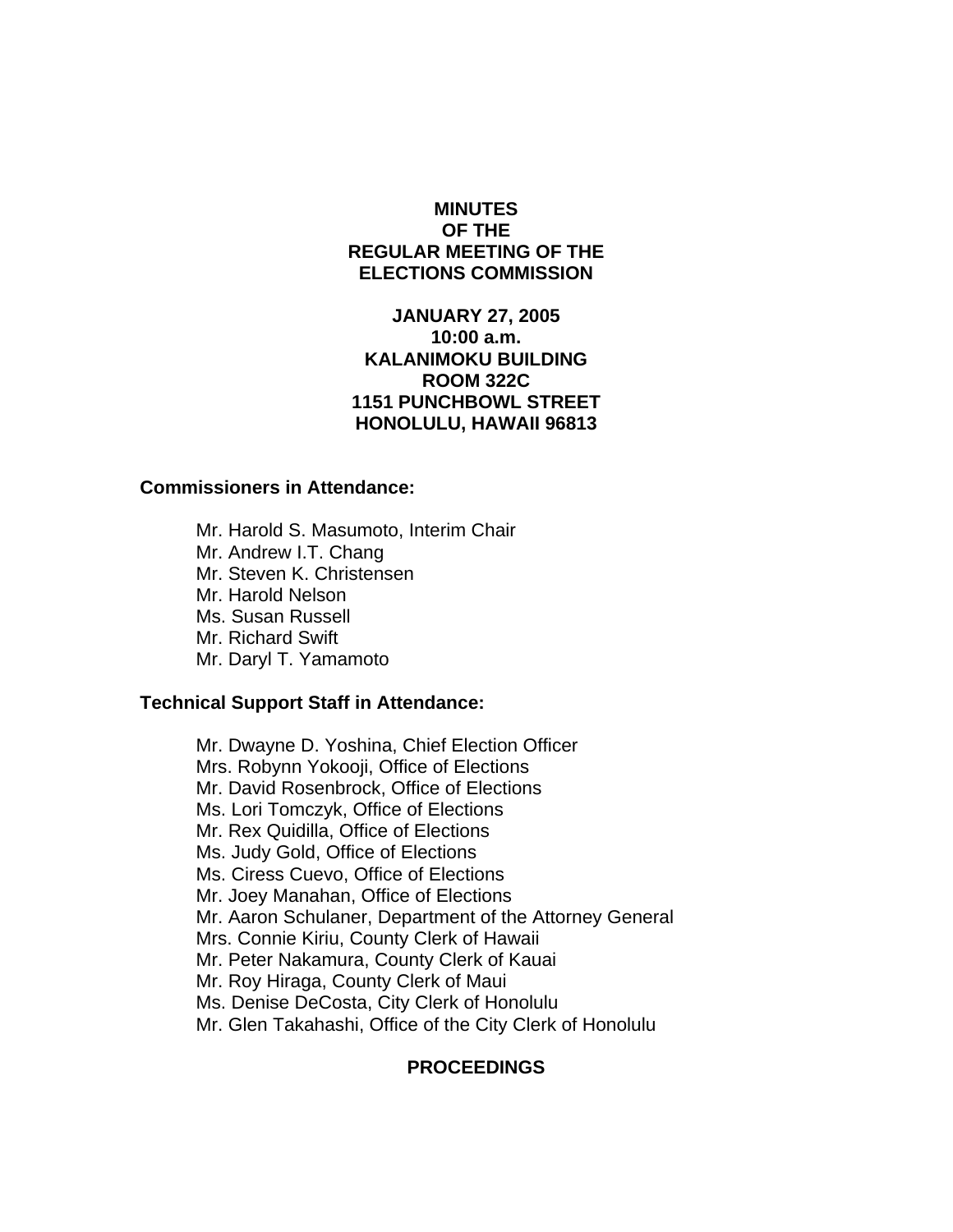# MINUTES
# OF THE
# REGULAR MEETING OF THE
# ELECTIONS COMMISSION

**JANUARY 27, 2005**
**10:00 a.m.**
**KALANIMOKU BUILDING**
**ROOM 322C**
**1151 PUNCHBOWL STREET**
**HONOLULU, HAWAII 96813**

**Commissioners in Attendance:**

Mr. Harold S. Masumoto, Interim Chair
Mr. Andrew I.T. Chang
Mr. Steven K. Christensen
Mr. Harold Nelson
Ms. Susan Russell
Mr. Richard Swift
Mr. Daryl T. Yamamoto

**Technical Support Staff in Attendance:**

Mr. Dwayne D. Yoshina, Chief Election Officer
Mrs. Robynn Yokooji, Office of Elections
Mr. David Rosenbrock, Office of Elections
Ms. Lori Tomczyk, Office of Elections
Mr. Rex Quidilla, Office of Elections
Ms. Judy Gold, Office of Elections
Ms. Ciress Cuevo, Office of Elections
Mr. Joey Manahan, Office of Elections
Mr. Aaron Schulaner, Department of the Attorney General
Mrs. Connie Kiriu, County Clerk of Hawaii
Mr. Peter Nakamura, County Clerk of Kauai
Mr. Roy Hiraga, County Clerk of Maui
Ms. Denise DeCosta, City Clerk of Honolulu
Mr. Glen Takahashi, Office of the City Clerk of Honolulu

## PROCEEDINGS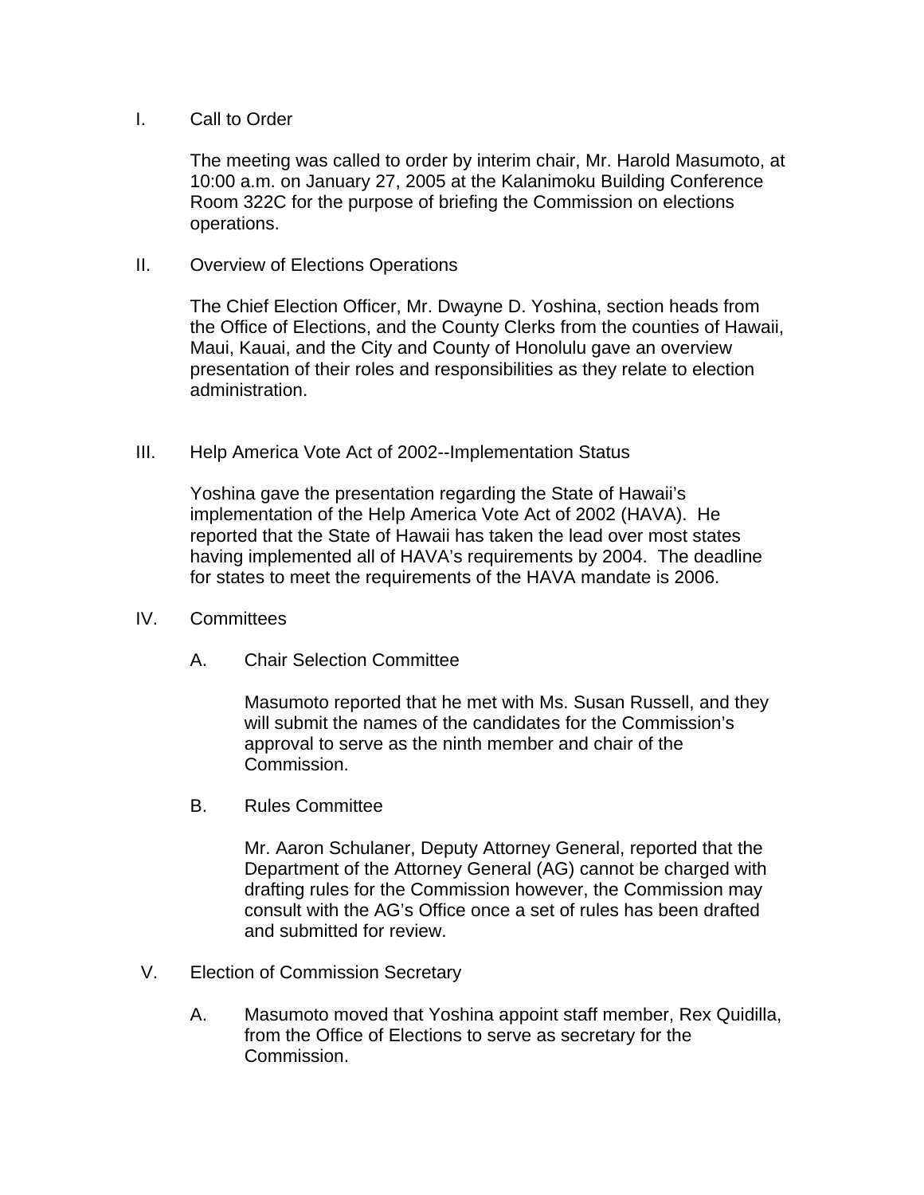I. Call to Order

The meeting was called to order by interim chair, Mr. Harold Masumoto, at 10:00 a.m. on January 27, 2005 at the Kalanimoku Building Conference Room 322C for the purpose of briefing the Commission on elections operations.

II. Overview of Elections Operations

The Chief Election Officer, Mr. Dwayne D. Yoshina, section heads from the Office of Elections, and the County Clerks from the counties of Hawaii, Maui, Kauai, and the City and County of Honolulu gave an overview presentation of their roles and responsibilities as they relate to election administration.

III. Help America Vote Act of 2002--Implementation Status

Yoshina gave the presentation regarding the State of Hawaii's implementation of the Help America Vote Act of 2002 (HAVA). He reported that the State of Hawaii has taken the lead over most states having implemented all of HAVA's requirements by 2004. The deadline for states to meet the requirements of the HAVA mandate is 2006.

IV. Committees

A. Chair Selection Committee

Masumoto reported that he met with Ms. Susan Russell, and they will submit the names of the candidates for the Commission's approval to serve as the ninth member and chair of the Commission.

B. Rules Committee

Mr. Aaron Schulaner, Deputy Attorney General, reported that the Department of the Attorney General (AG) cannot be charged with drafting rules for the Commission however, the Commission may consult with the AG's Office once a set of rules has been drafted and submitted for review.

V. Election of Commission Secretary

A. Masumoto moved that Yoshina appoint staff member, Rex Quidilla, from the Office of Elections to serve as secretary for the Commission.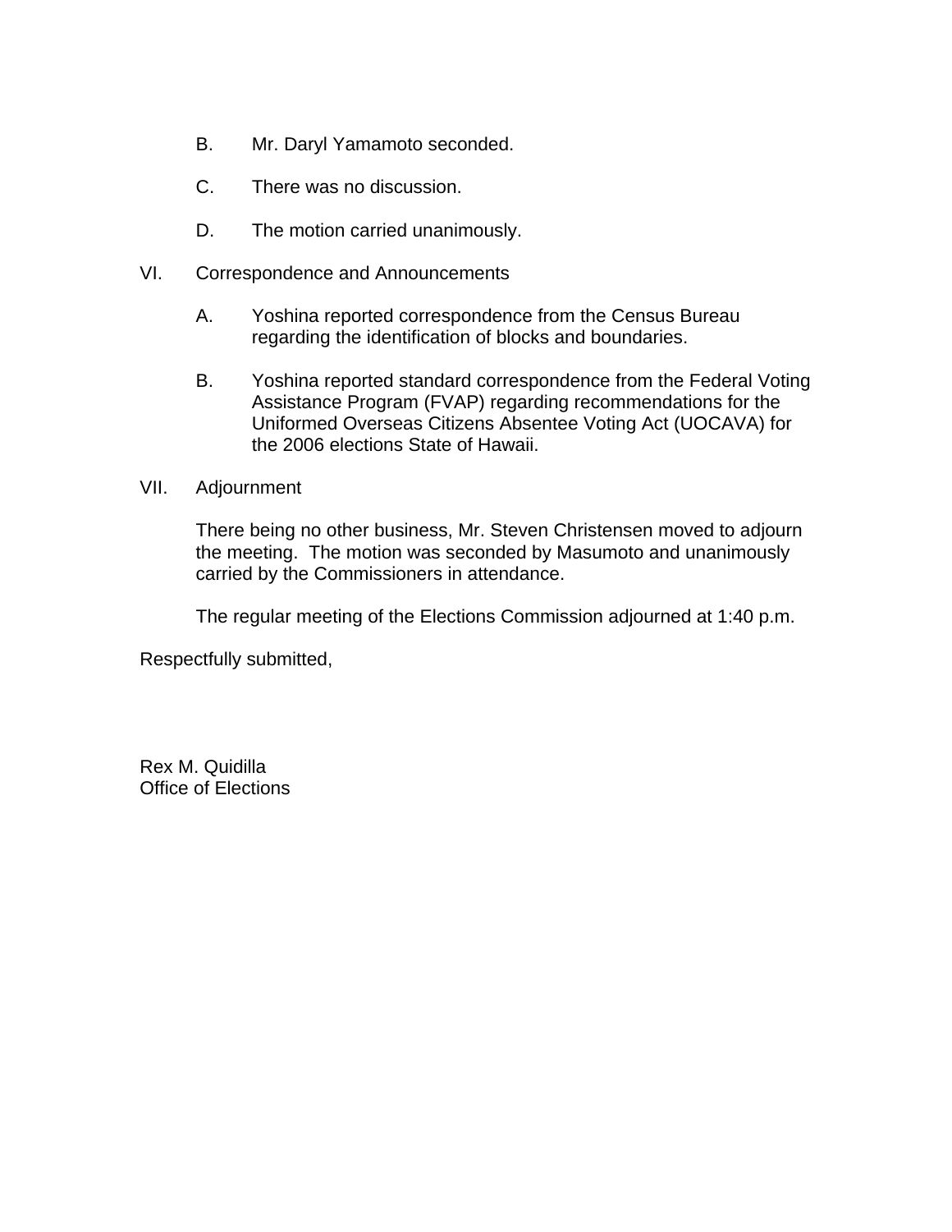B. Mr. Daryl Yamamoto seconded.

C. There was no discussion.

D. The motion carried unanimously.

VI. Correspondence and Announcements

A. Yoshina reported correspondence from the Census Bureau regarding the identification of blocks and boundaries.

B. Yoshina reported standard correspondence from the Federal Voting Assistance Program (FVAP) regarding recommendations for the Uniformed Overseas Citizens Absentee Voting Act (UOCAVA) for the 2006 elections State of Hawaii.

VII. Adjournment

There being no other business, Mr. Steven Christensen moved to adjourn the meeting. The motion was seconded by Masumoto and unanimously carried by the Commissioners in attendance.

The regular meeting of the Elections Commission adjourned at 1:40 p.m.

Respectfully submitted,

Rex M. Quidilla
Office of Elections